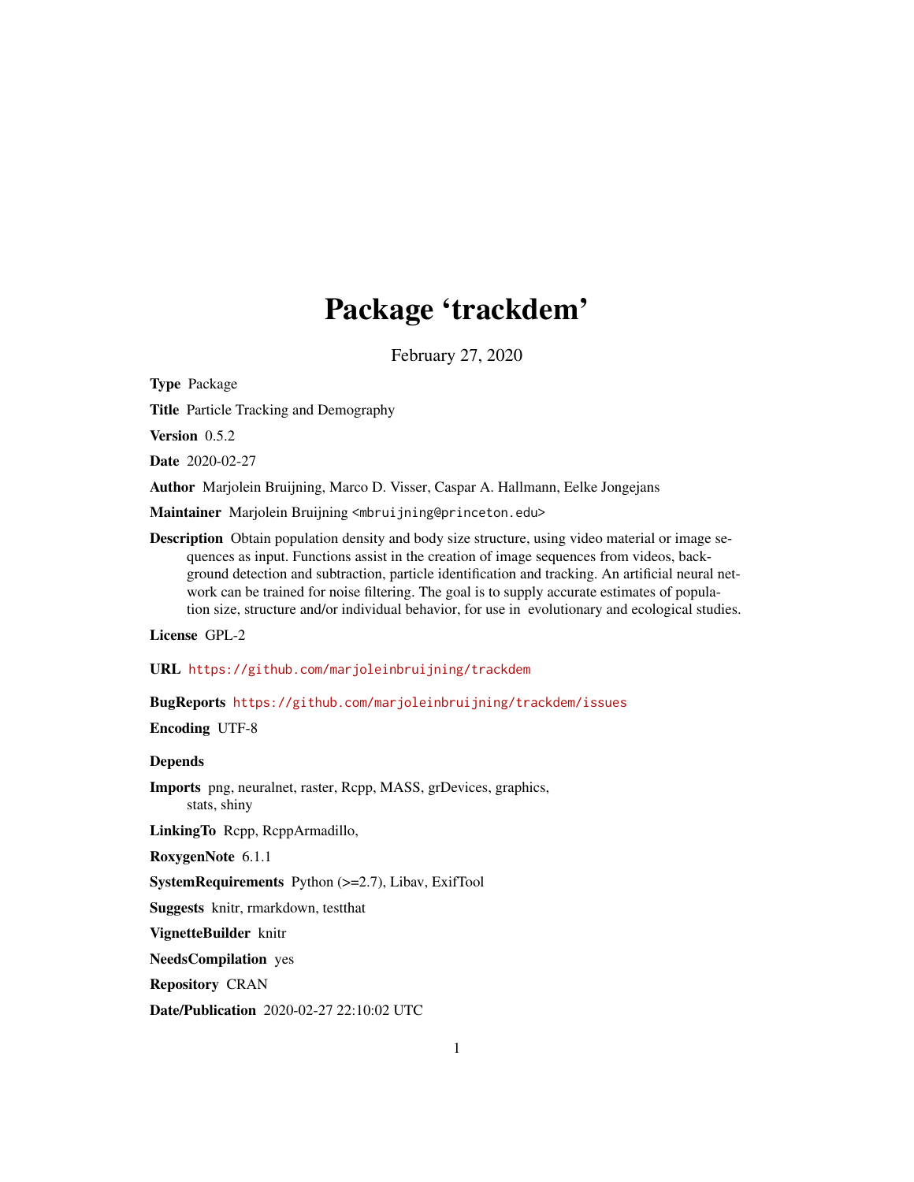# Package 'trackdem'

February 27, 2020

**Type** Package

**Title** Particle Tracking and Demography

**Version** 0.5.2

**Date** 2020-02-27

**Author** Marjolein Bruijning, Marco D. Visser, Caspar A. Hallmann, Eelke Jongejans

**Maintainer** Marjolein Bruijning <mbruijning@princeton.edu>

**Description** Obtain population density and body size structure, using video material or image sequences as input. Functions assist in the creation of image sequences from videos, background detection and subtraction, particle identification and tracking. An artificial neural network can be trained for noise filtering. The goal is to supply accurate estimates of population size, structure and/or individual behavior, for use in evolutionary and ecological studies.

**License** GPL-2

**URL** https://github.com/marjoleinbruijning/trackdem

**BugReports** https://github.com/marjoleinbruijning/trackdem/issues

**Encoding** UTF-8

**Depends**

**Imports** png, neuralnet, raster, Rcpp, MASS, grDevices, graphics, stats, shiny

**LinkingTo** Rcpp, RcppArmadillo,

**RoxygenNote** 6.1.1

**SystemRequirements** Python (>=2.7), Libav, ExifTool

**Suggests** knitr, rmarkdown, testthat

**VignetteBuilder** knitr

**NeedsCompilation** yes

**Repository** CRAN

**Date/Publication** 2020-02-27 22:10:02 UTC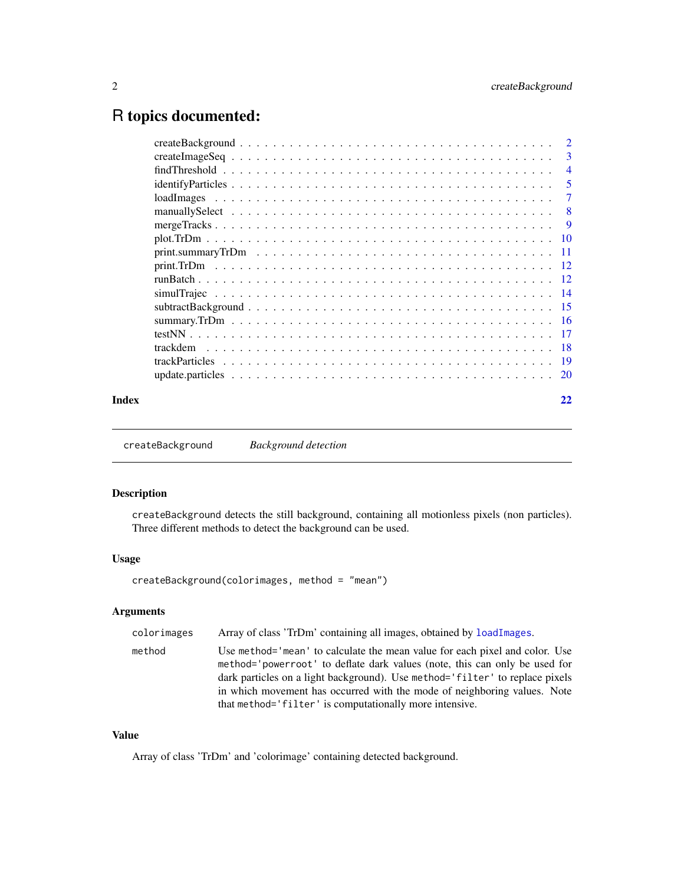# R topics documented:

| | |
|---|---|
| createBackground | 2 |
| createImageSeq | 3 |
| findThreshold | 4 |
| identifyParticles | 5 |
| loadImages | 7 |
| manuallySelect | 8 |
| mergeTracks | 9 |
| plot.TrDm | 10 |
| print.summaryTrDm | 11 |
| print.TrDm | 12 |
| runBatch | 12 |
| simulTrajec | 14 |
| subtractBackground | 15 |
| summary.TrDm | 16 |
| testNN | 17 |
| trackdem | 18 |
| trackParticles | 19 |
| update.particles | 20 |

**Index** 22

---

## createBackground — *Background detection*

### Description

`createBackground` detects the still background, containing all motionless pixels (non particles). Three different methods to detect the background can be used.

### Usage

```
createBackground(colorimages, method = "mean")
```

### Arguments

| | |
|---|---|
| `colorimages` | Array of class 'TrDm' containing all images, obtained by `loadImages`. |
| `method` | Use `method='mean'` to calculate the mean value for each pixel and color. Use `method='powerroot'` to deflate dark values (note, this can only be used for dark particles on a light background). Use `method='filter'` to replace pixels in which movement has occurred with the mode of neighboring values. Note that `method='filter'` is computationally more intensive. |

### Value

Array of class 'TrDm' and 'colorimage' containing detected background.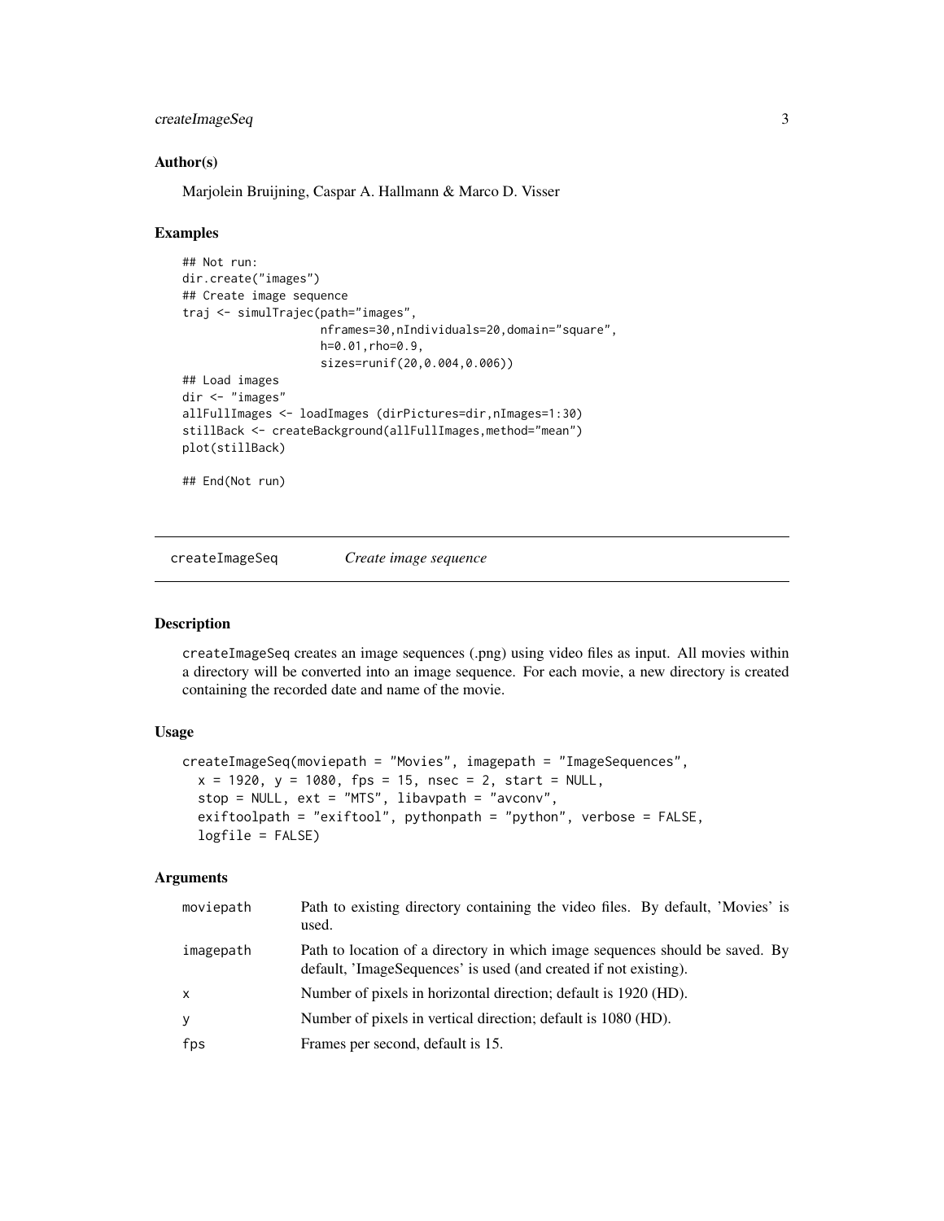### Author(s)

Marjolein Bruijning, Caspar A. Hallmann & Marco D. Visser

### Examples

```
## Not run:
dir.create("images")
## Create image sequence
traj <- simulTrajec(path="images",
                    nframes=30,nIndividuals=20,domain="square",
                    h=0.01,rho=0.9,
                    sizes=runif(20,0.004,0.006))
## Load images
dir <- "images"
allFullImages <- loadImages (dirPictures=dir,nImages=1:30)
stillBack <- createBackground(allFullImages,method="mean")
plot(stillBack)

## End(Not run)
```

---

## createImageSeq — *Create image sequence*

---

### Description

createImageSeq creates an image sequences (.png) using video files as input. All movies within a directory will be converted into an image sequence. For each movie, a new directory is created containing the recorded date and name of the movie.

### Usage

```
createImageSeq(moviepath = "Movies", imagepath = "ImageSequences",
  x = 1920, y = 1080, fps = 15, nsec = 2, start = NULL,
  stop = NULL, ext = "MTS", libavpath = "avconv",
  exiftoolpath = "exiftool", pythonpath = "python", verbose = FALSE,
  logfile = FALSE)
```

### Arguments

| | |
|---|---|
| moviepath | Path to existing directory containing the video files. By default, 'Movies' is used. |
| imagepath | Path to location of a directory in which image sequences should be saved. By default, 'ImageSequences' is used (and created if not existing). |
| x | Number of pixels in horizontal direction; default is 1920 (HD). |
| y | Number of pixels in vertical direction; default is 1080 (HD). |
| fps | Frames per second, default is 15. |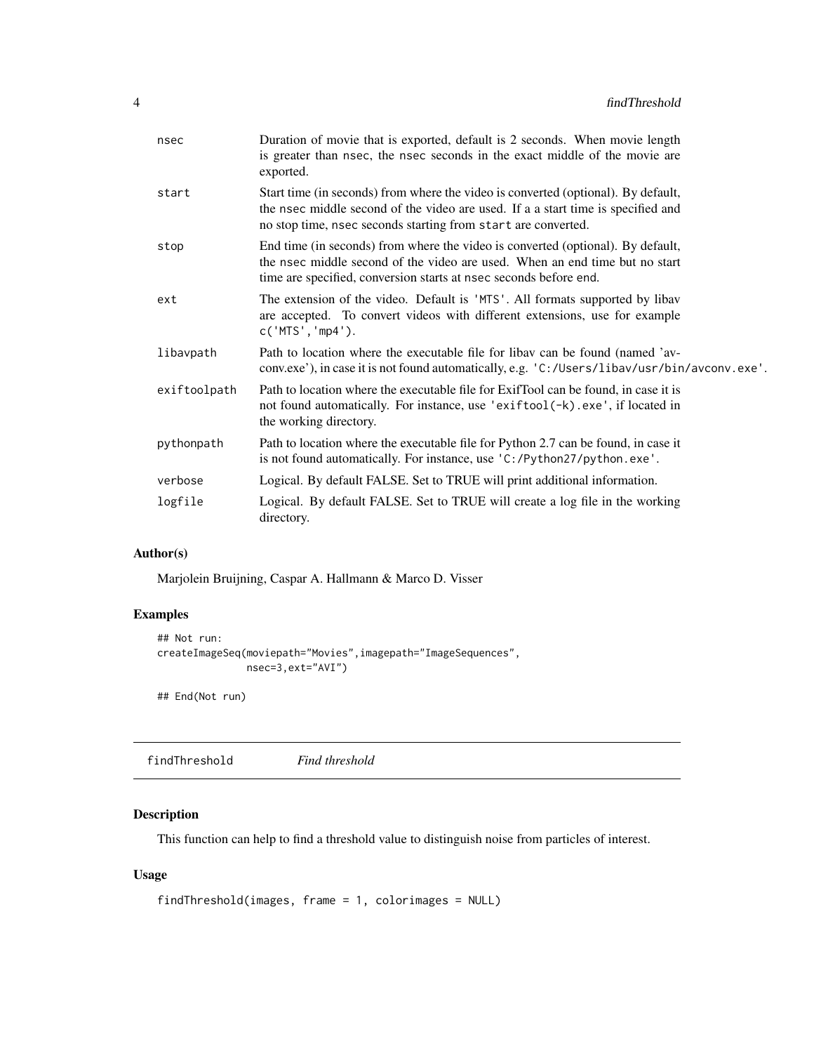| | |
|---|---|
| `nsec` | Duration of movie that is exported, default is 2 seconds. When movie length is greater than nsec, the nsec seconds in the exact middle of the movie are exported. |
| `start` | Start time (in seconds) from where the video is converted (optional). By default, the nsec middle second of the video are used. If a a start time is specified and no stop time, nsec seconds starting from start are converted. |
| `stop` | End time (in seconds) from where the video is converted (optional). By default, the nsec middle second of the video are used. When an end time but no start time are specified, conversion starts at nsec seconds before end. |
| `ext` | The extension of the video. Default is 'MTS'. All formats supported by libav are accepted. To convert videos with different extensions, use for example c('MTS','mp4'). |
| `libavpath` | Path to location where the executable file for libav can be found (named 'avconv.exe'), in case it is not found automatically, e.g. 'C:/Users/libav/usr/bin/avconv.exe'. |
| `exiftoolpath` | Path to location where the executable file for ExifTool can be found, in case it is not found automatically. For instance, use 'exiftool(-k).exe', if located in the working directory. |
| `pythonpath` | Path to location where the executable file for Python 2.7 can be found, in case it is not found automatically. For instance, use 'C:/Python27/python.exe'. |
| `verbose` | Logical. By default FALSE. Set to TRUE will print additional information. |
| `logfile` | Logical. By default FALSE. Set to TRUE will create a log file in the working directory. |

## Author(s)

Marjolein Bruijning, Caspar A. Hallmann & Marco D. Visser

## Examples

```
## Not run:
createImageSeq(moviepath="Movies",imagepath="ImageSequences",
               nsec=3,ext="AVI")

## End(Not run)
```

---

# findThreshold    *Find threshold*

---

## Description

This function can help to find a threshold value to distinguish noise from particles of interest.

## Usage

```
findThreshold(images, frame = 1, colorimages = NULL)
```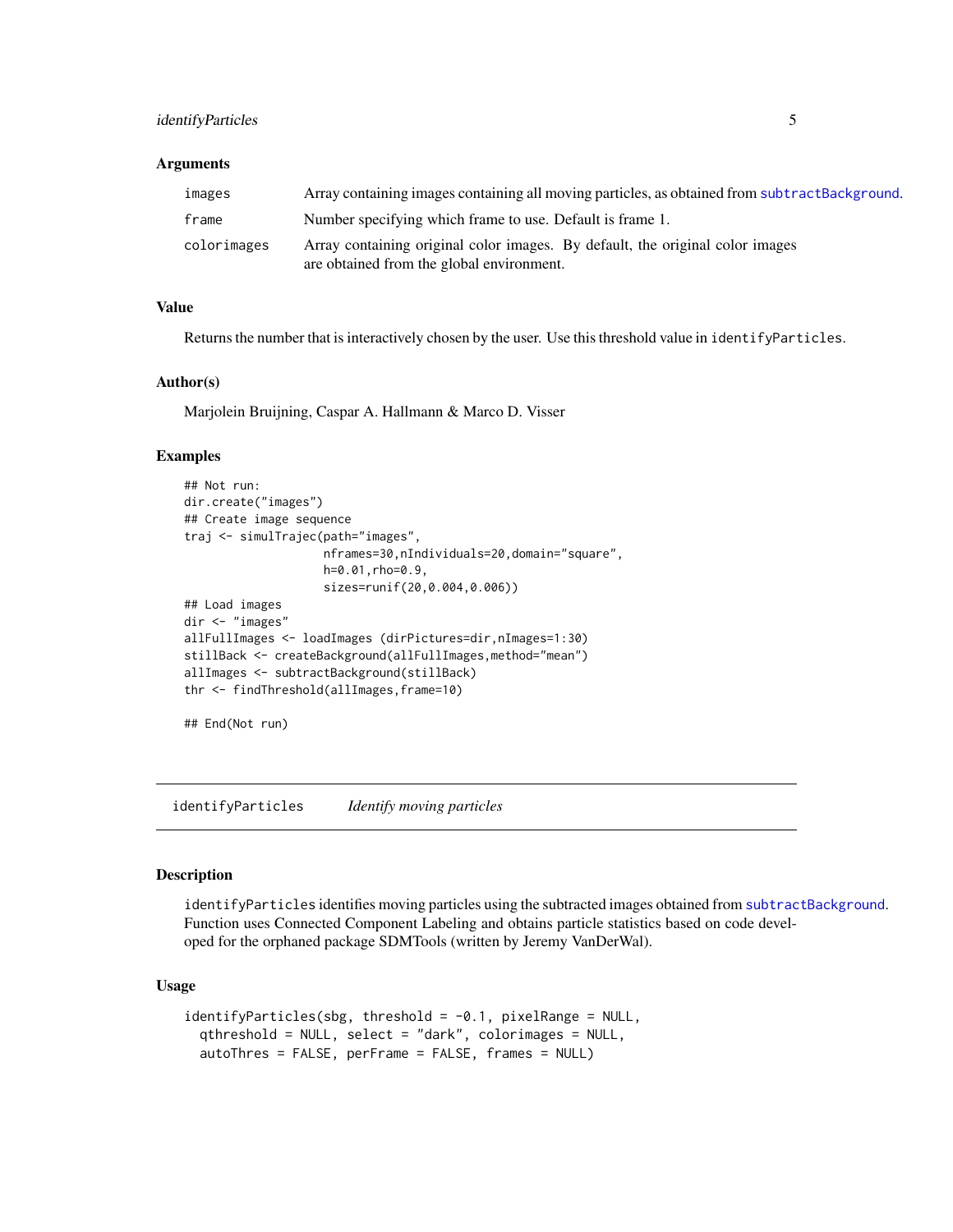### Arguments

| | |
|---|---|
| `images` | Array containing images containing all moving particles, as obtained from `subtractBackground`. |
| `frame` | Number specifying which frame to use. Default is frame 1. |
| `colorimages` | Array containing original color images. By default, the original color images are obtained from the global environment. |

### Value

Returns the number that is interactively chosen by the user. Use this threshold value in `identifyParticles`.

### Author(s)

Marjolein Bruijning, Caspar A. Hallmann & Marco D. Visser

### Examples

```
## Not run:
dir.create("images")
## Create image sequence
traj <- simulTrajec(path="images",
                    nframes=30,nIndividuals=20,domain="square",
                    h=0.01,rho=0.9,
                    sizes=runif(20,0.004,0.006))
## Load images
dir <- "images"
allFullImages <- loadImages (dirPictures=dir,nImages=1:30)
stillBack <- createBackground(allFullImages,method="mean")
allImages <- subtractBackground(stillBack)
thr <- findThreshold(allImages,frame=10)

## End(Not run)
```

---

## identifyParticles *Identify moving particles*

### Description

`identifyParticles` identifies moving particles using the subtracted images obtained from `subtractBackground`. Function uses Connected Component Labeling and obtains particle statistics based on code developed for the orphaned package SDMTools (written by Jeremy VanDerWal).

### Usage

```
identifyParticles(sbg, threshold = -0.1, pixelRange = NULL,
  qthreshold = NULL, select = "dark", colorimages = NULL,
  autoThres = FALSE, perFrame = FALSE, frames = NULL)
```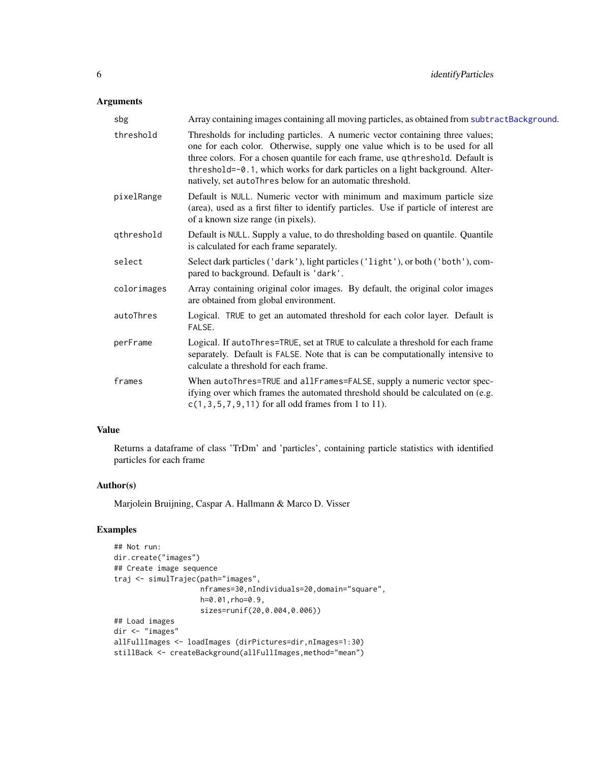## Arguments

| | |
|---|---|
| `sbg` | Array containing images containing all moving particles, as obtained from `subtractBackground`. |
| `threshold` | Thresholds for including particles. A numeric vector containing three values; one for each color. Otherwise, supply one value which is to be used for all three colors. For a chosen quantile for each frame, use `qthreshold`. Default is `threshold=-0.1`, which works for dark particles on a light background. Alternatively, set `autoThres` below for an automatic threshold. |
| `pixelRange` | Default is `NULL`. Numeric vector with minimum and maximum particle size (area), used as a first filter to identify particles. Use if particle of interest are of a known size range (in pixels). |
| `qthreshold` | Default is `NULL`. Supply a value, to do thresholding based on quantile. Quantile is calculated for each frame separately. |
| `select` | Select dark particles (`'dark'`), light particles (`'light'`), or both (`'both'`), compared to background. Default is `'dark'`. |
| `colorimages` | Array containing original color images. By default, the original color images are obtained from global environment. |
| `autoThres` | Logical. `TRUE` to get an automated threshold for each color layer. Default is `FALSE`. |
| `perFrame` | Logical. If `autoThres=TRUE`, set at `TRUE` to calculate a threshold for each frame separately. Default is `FALSE`. Note that is can be computationally intensive to calculate a threshold for each frame. |
| `frames` | When `autoThres=TRUE` and `allFrames=FALSE`, supply a numeric vector specifying over which frames the automated threshold should be calculated on (e.g. `c(1,3,5,7,9,11)` for all odd frames from 1 to 11). |

## Value

Returns a dataframe of class 'TrDm' and 'particles', containing particle statistics with identified particles for each frame

## Author(s)

Marjolein Bruijning, Caspar A. Hallmann & Marco D. Visser

## Examples

```
## Not run:
dir.create("images")
## Create image sequence
traj <- simulTrajec(path="images",
                    nframes=30,nIndividuals=20,domain="square",
                    h=0.01,rho=0.9,
                    sizes=runif(20,0.004,0.006))
## Load images
dir <- "images"
allFullImages <- loadImages (dirPictures=dir,nImages=1:30)
stillBack <- createBackground(allFullImages,method="mean")
```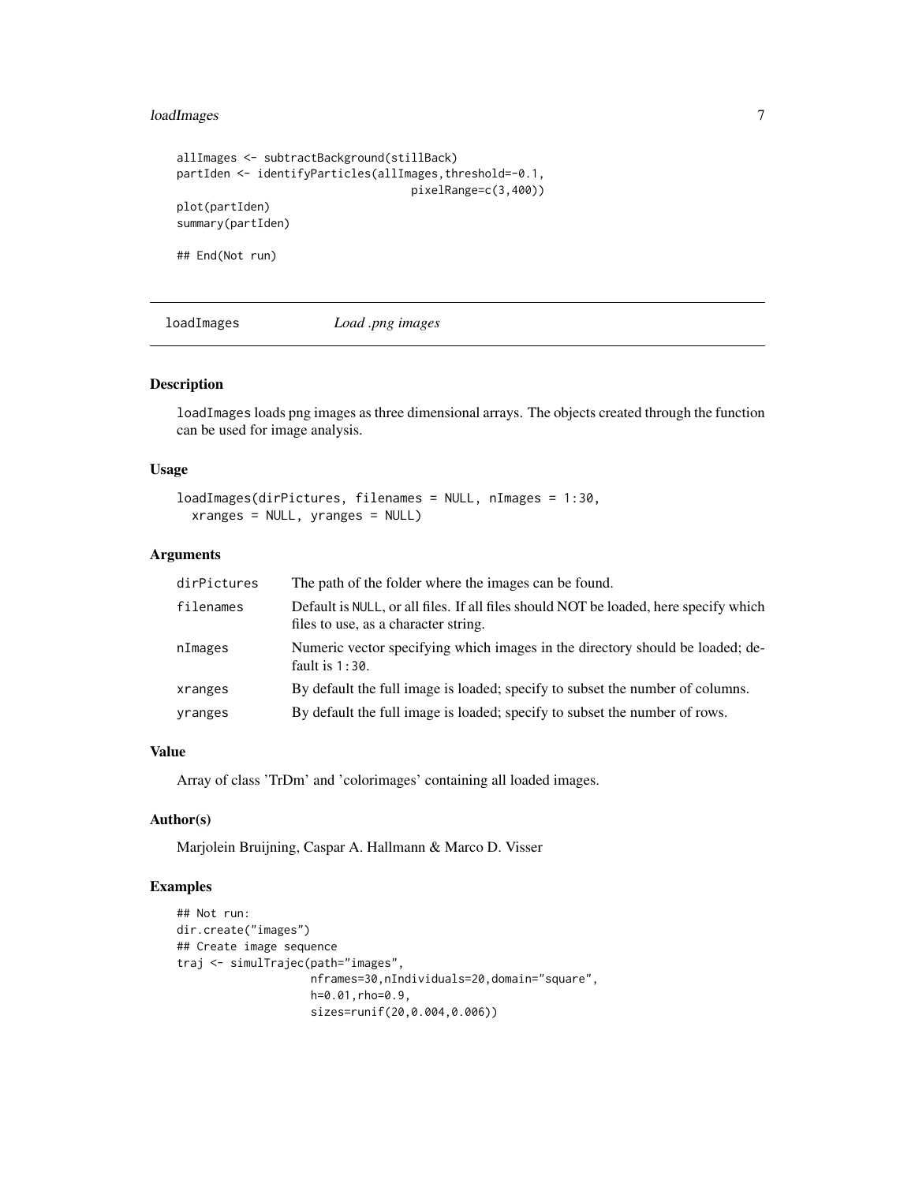```
allImages <- subtractBackground(stillBack)
partIden <- identifyParticles(allImages,threshold=-0.1,
                                    pixelRange=c(3,400))
plot(partIden)
summary(partIden)

## End(Not run)
```

---

## loadImages *Load .png images*

### Description

`loadImages` loads png images as three dimensional arrays. The objects created through the function can be used for image analysis.

### Usage

```
loadImages(dirPictures, filenames = NULL, nImages = 1:30,
  xranges = NULL, yranges = NULL)
```

### Arguments

| | |
|---|---|
| `dirPictures` | The path of the folder where the images can be found. |
| `filenames` | Default is `NULL`, or all files. If all files should NOT be loaded, here specify which files to use, as a character string. |
| `nImages` | Numeric vector specifying which images in the directory should be loaded; default is `1:30`. |
| `xranges` | By default the full image is loaded; specify to subset the number of columns. |
| `yranges` | By default the full image is loaded; specify to subset the number of rows. |

### Value

Array of class 'TrDm' and 'colorimages' containing all loaded images.

### Author(s)

Marjolein Bruijning, Caspar A. Hallmann & Marco D. Visser

### Examples

```
## Not run:
dir.create("images")
## Create image sequence
traj <- simulTrajec(path="images",
                    nframes=30,nIndividuals=20,domain="square",
                    h=0.01,rho=0.9,
                    sizes=runif(20,0.004,0.006))
```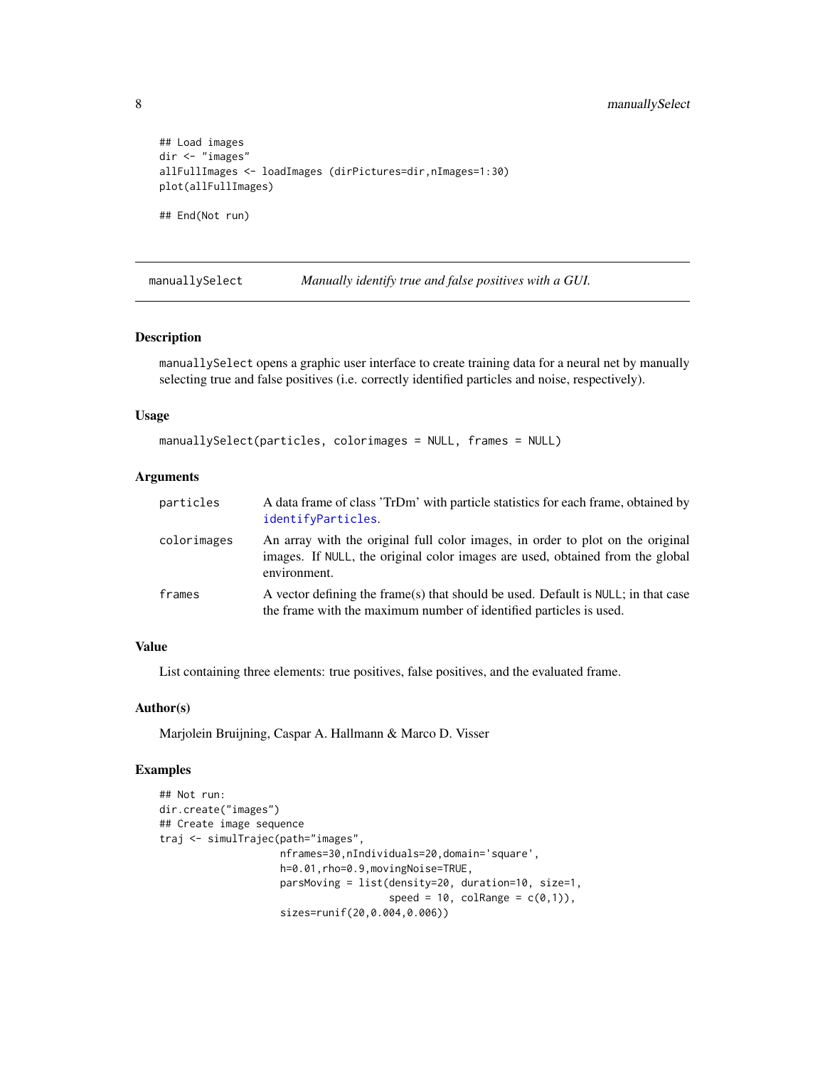```
## Load images
dir <- "images"
allFullImages <- loadImages (dirPictures=dir,nImages=1:30)
plot(allFullImages)

## End(Not run)
```

## manuallySelect — *Manually identify true and false positives with a GUI.*

### Description

`manuallySelect` opens a graphic user interface to create training data for a neural net by manually selecting true and false positives (i.e. correctly identified particles and noise, respectively).

### Usage

```
manuallySelect(particles, colorimages = NULL, frames = NULL)
```

### Arguments

| | |
|---|---|
| `particles` | A data frame of class 'TrDm' with particle statistics for each frame, obtained by `identifyParticles`. |
| `colorimages` | An array with the original full color images, in order to plot on the original images. If `NULL`, the original color images are used, obtained from the global environment. |
| `frames` | A vector defining the frame(s) that should be used. Default is `NULL`; in that case the frame with the maximum number of identified particles is used. |

### Value

List containing three elements: true positives, false positives, and the evaluated frame.

### Author(s)

Marjolein Bruijning, Caspar A. Hallmann & Marco D. Visser

### Examples

```
## Not run:
dir.create("images")
## Create image sequence
traj <- simulTrajec(path="images",
                    nframes=30,nIndividuals=20,domain='square',
                    h=0.01,rho=0.9,movingNoise=TRUE,
                    parsMoving = list(density=20, duration=10, size=1,
                                      speed = 10, colRange = c(0,1)),
                    sizes=runif(20,0.004,0.006))
```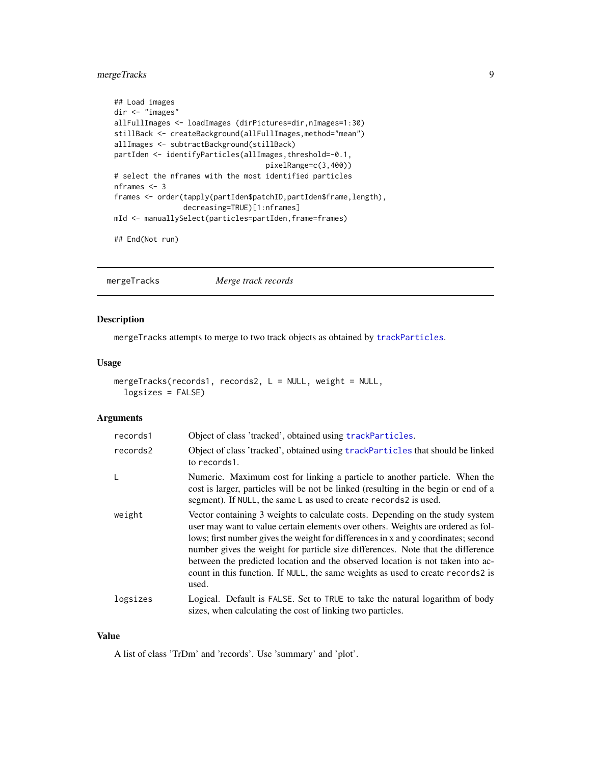```
## Load images
dir <- "images"
allFullImages <- loadImages (dirPictures=dir,nImages=1:30)
stillBack <- createBackground(allFullImages,method="mean")
allImages <- subtractBackground(stillBack)
partIden <- identifyParticles(allImages,threshold=-0.1,
                                  pixelRange=c(3,400))
# select the nframes with the most identified particles
nframes <- 3
frames <- order(tapply(partIden$patchID,partIden$frame,length),
               decreasing=TRUE)[1:nframes]
mId <- manuallySelect(particles=partIden,frame=frames)

## End(Not run)
```

## mergeTracks *Merge track records*

### Description

mergeTracks attempts to merge to two track objects as obtained by trackParticles.

### Usage

```
mergeTracks(records1, records2, L = NULL, weight = NULL,
  logsizes = FALSE)
```

### Arguments

| | |
|---|---|
| records1 | Object of class 'tracked', obtained using trackParticles. |
| records2 | Object of class 'tracked', obtained using trackParticles that should be linked to records1. |
| L | Numeric. Maximum cost for linking a particle to another particle. When the cost is larger, particles will be not be linked (resulting in the begin or end of a segment). If NULL, the same L as used to create records2 is used. |
| weight | Vector containing 3 weights to calculate costs. Depending on the study system user may want to value certain elements over others. Weights are ordered as follows; first number gives the weight for differences in x and y coordinates; second number gives the weight for particle size differences. Note that the difference between the predicted location and the observed location is not taken into account in this function. If NULL, the same weights as used to create records2 is used. |
| logsizes | Logical. Default is FALSE. Set to TRUE to take the natural logarithm of body sizes, when calculating the cost of linking two particles. |

### Value

A list of class 'TrDm' and 'records'. Use 'summary' and 'plot'.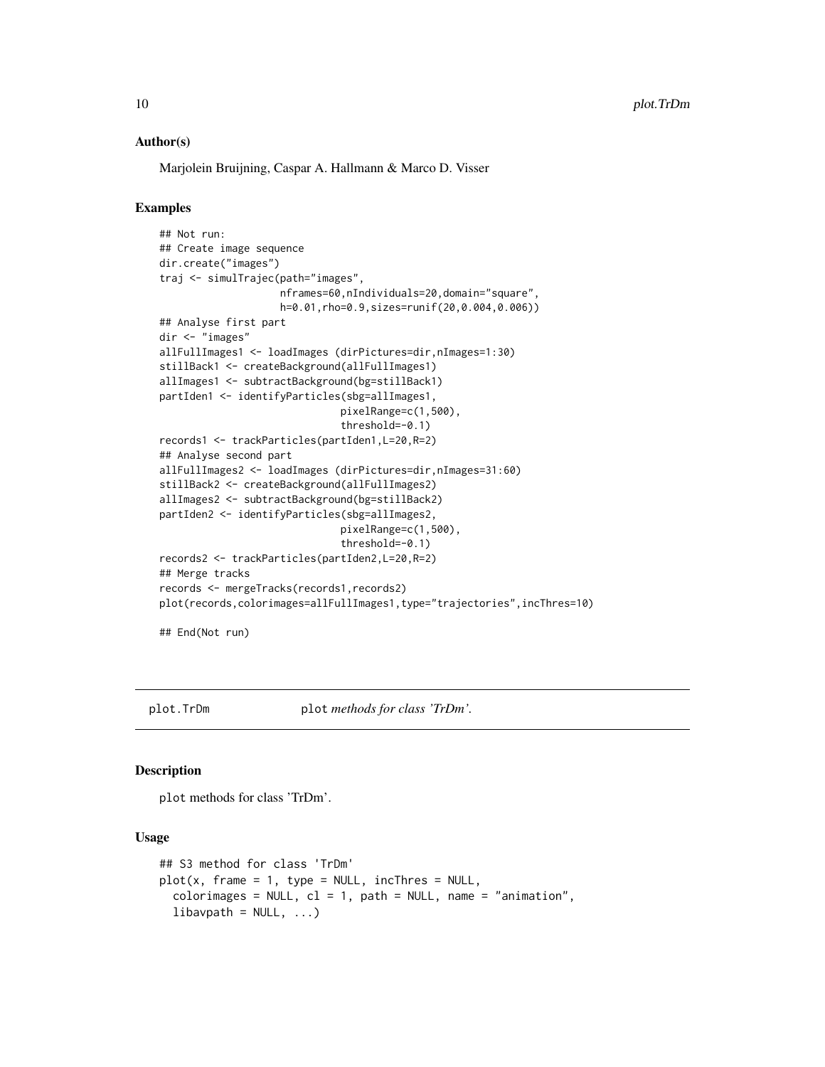### Author(s)

Marjolein Bruijning, Caspar A. Hallmann & Marco D. Visser

### Examples

```
## Not run:
## Create image sequence
dir.create("images")
traj <- simulTrajec(path="images",
                    nframes=60,nIndividuals=20,domain="square",
                    h=0.01,rho=0.9,sizes=runif(20,0.004,0.006))
## Analyse first part
dir <- "images"
allFullImages1 <- loadImages (dirPictures=dir,nImages=1:30)
stillBack1 <- createBackground(allFullImages1)
allImages1 <- subtractBackground(bg=stillBack1)
partIden1 <- identifyParticles(sbg=allImages1,
                               pixelRange=c(1,500),
                               threshold=-0.1)
records1 <- trackParticles(partIden1,L=20,R=2)
## Analyse second part
allFullImages2 <- loadImages (dirPictures=dir,nImages=31:60)
stillBack2 <- createBackground(allFullImages2)
allImages2 <- subtractBackground(bg=stillBack2)
partIden2 <- identifyParticles(sbg=allImages2,
                               pixelRange=c(1,500),
                               threshold=-0.1)
records2 <- trackParticles(partIden2,L=20,R=2)
## Merge tracks
records <- mergeTracks(records1,records2)
plot(records,colorimages=allFullImages1,type="trajectories",incThres=10)

## End(Not run)
```

---

## plot.TrDm    plot *methods for class 'TrDm'.*

---

### Description

plot methods for class 'TrDm'.

### Usage

```
## S3 method for class 'TrDm'
plot(x, frame = 1, type = NULL, incThres = NULL,
  colorimages = NULL, cl = 1, path = NULL, name = "animation",
  libavpath = NULL, ...)
```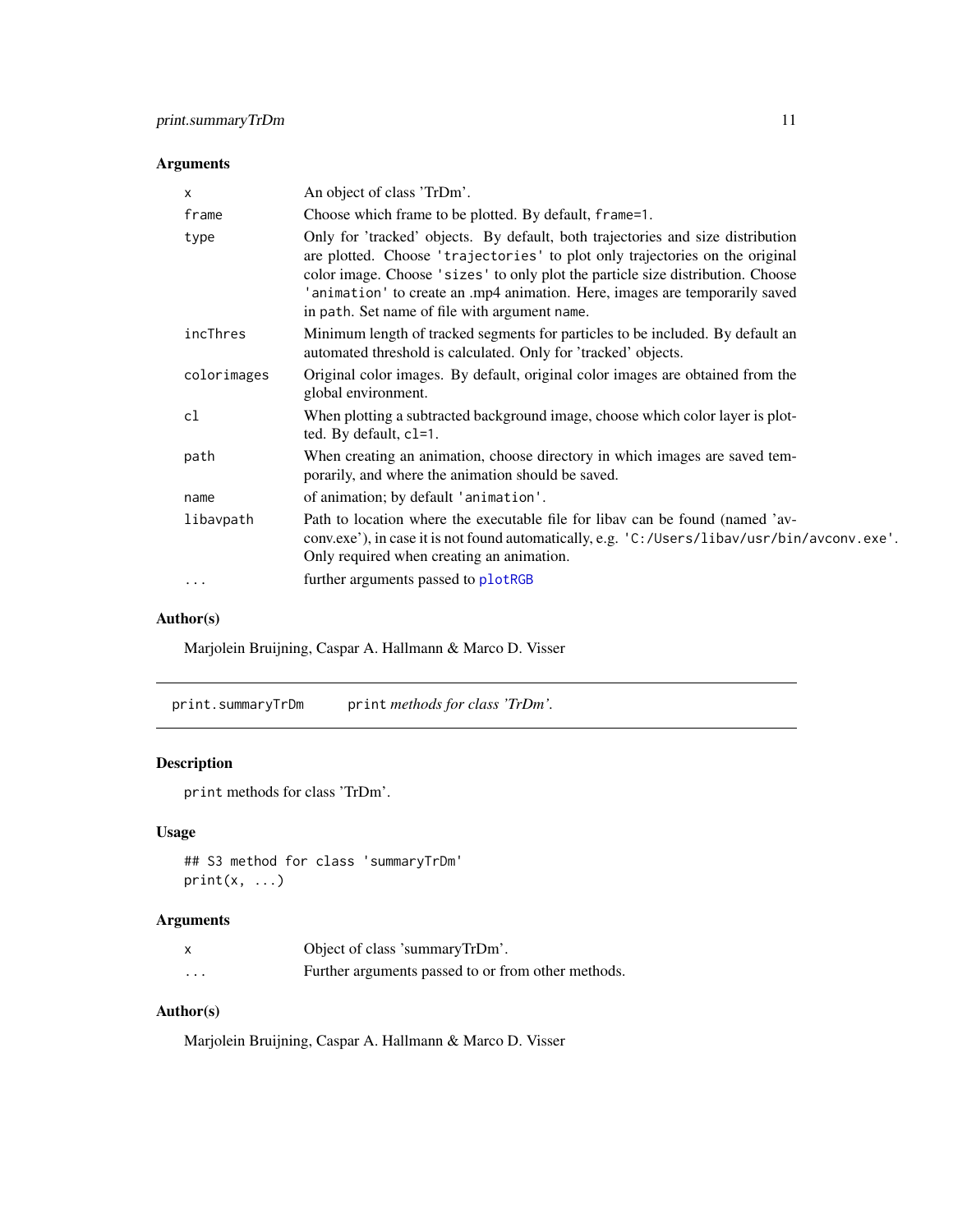## Arguments

| | |
|---|---|
| `x` | An object of class 'TrDm'. |
| `frame` | Choose which frame to be plotted. By default, `frame=1`. |
| `type` | Only for 'tracked' objects. By default, both trajectories and size distribution are plotted. Choose `'trajectories'` to plot only trajectories on the original color image. Choose `'sizes'` to only plot the particle size distribution. Choose `'animation'` to create an .mp4 animation. Here, images are temporarily saved in `path`. Set name of file with argument `name`. |
| `incThres` | Minimum length of tracked segments for particles to be included. By default an automated threshold is calculated. Only for 'tracked' objects. |
| `colorimages` | Original color images. By default, original color images are obtained from the global environment. |
| `cl` | When plotting a subtracted background image, choose which color layer is plotted. By default, `cl=1`. |
| `path` | When creating an animation, choose directory in which images are saved temporarily, and where the animation should be saved. |
| `name` | of animation; by default `'animation'`. |
| `libavpath` | Path to location where the executable file for libav can be found (named 'avconv.exe'), in case it is not found automatically, e.g. `'C:/Users/libav/usr/bin/avconv.exe'`. Only required when creating an animation. |
| `...` | further arguments passed to `plotRGB` |

## Author(s)

Marjolein Bruijning, Caspar A. Hallmann & Marco D. Visser

---

# print.summaryTrDm — `print` *methods for class 'TrDm'.*

## Description

`print` methods for class 'TrDm'.

## Usage

```
## S3 method for class 'summaryTrDm'
print(x, ...)
```

## Arguments

| | |
|---|---|
| `x` | Object of class 'summaryTrDm'. |
| `...` | Further arguments passed to or from other methods. |

## Author(s)

Marjolein Bruijning, Caspar A. Hallmann & Marco D. Visser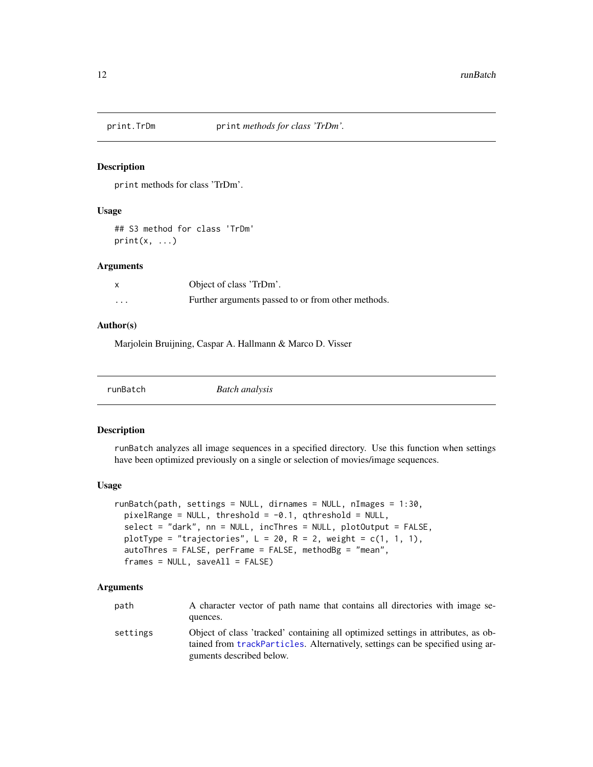## print.TrDm — print *methods for class 'TrDm'.*

### Description

print methods for class 'TrDm'.

### Usage

```
## S3 method for class 'TrDm'
print(x, ...)
```

### Arguments

| | |
|---|---|
| x | Object of class 'TrDm'. |
| ... | Further arguments passed to or from other methods. |

### Author(s)

Marjolein Bruijning, Caspar A. Hallmann & Marco D. Visser

## runBatch — *Batch analysis*

### Description

runBatch analyzes all image sequences in a specified directory. Use this function when settings have been optimized previously on a single or selection of movies/image sequences.

### Usage

```
runBatch(path, settings = NULL, dirnames = NULL, nImages = 1:30,
  pixelRange = NULL, threshold = -0.1, qthreshold = NULL,
  select = "dark", nn = NULL, incThres = NULL, plotOutput = FALSE,
  plotType = "trajectories", L = 20, R = 2, weight = c(1, 1, 1),
  autoThres = FALSE, perFrame = FALSE, methodBg = "mean",
  frames = NULL, saveAll = FALSE)
```

### Arguments

| | |
|---|---|
| path | A character vector of path name that contains all directories with image sequences. |
| settings | Object of class 'tracked' containing all optimized settings in attributes, as obtained from trackParticles. Alternatively, settings can be specified using arguments described below. |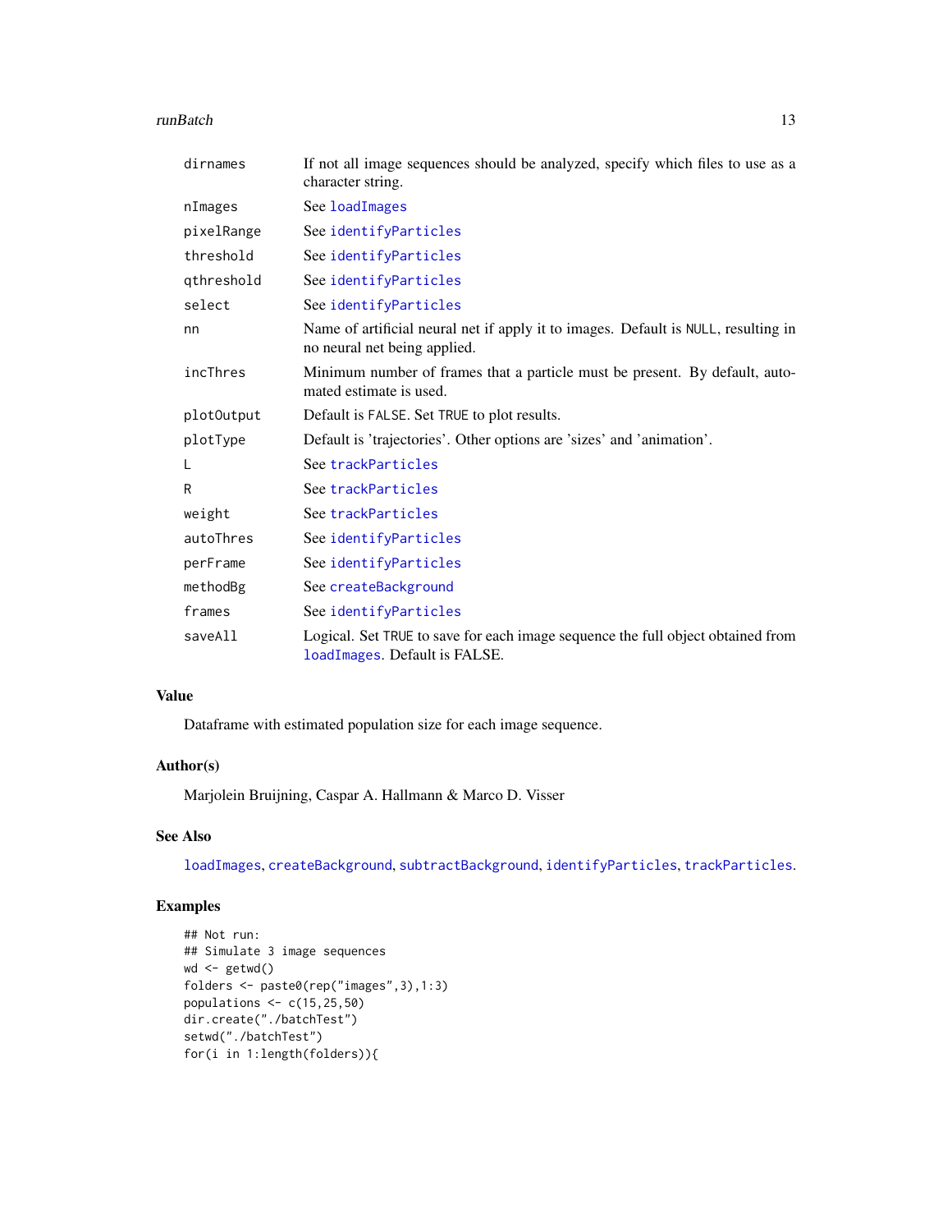| | |
|---|---|
| dirnames | If not all image sequences should be analyzed, specify which files to use as a character string. |
| nImages | See loadImages |
| pixelRange | See identifyParticles |
| threshold | See identifyParticles |
| qthreshold | See identifyParticles |
| select | See identifyParticles |
| nn | Name of artificial neural net if apply it to images. Default is NULL, resulting in no neural net being applied. |
| incThres | Minimum number of frames that a particle must be present. By default, automated estimate is used. |
| plotOutput | Default is FALSE. Set TRUE to plot results. |
| plotType | Default is 'trajectories'. Other options are 'sizes' and 'animation'. |
| L | See trackParticles |
| R | See trackParticles |
| weight | See trackParticles |
| autoThres | See identifyParticles |
| perFrame | See identifyParticles |
| methodBg | See createBackground |
| frames | See identifyParticles |
| saveAll | Logical. Set TRUE to save for each image sequence the full object obtained from loadImages. Default is FALSE. |

### Value

Dataframe with estimated population size for each image sequence.

### Author(s)

Marjolein Bruijning, Caspar A. Hallmann & Marco D. Visser

### See Also

loadImages, createBackground, subtractBackground, identifyParticles, trackParticles.

### Examples

```
## Not run:
## Simulate 3 image sequences
wd <- getwd()
folders <- paste0(rep("images",3),1:3)
populations <- c(15,25,50)
dir.create("./batchTest")
setwd("./batchTest")
for(i in 1:length(folders)){
```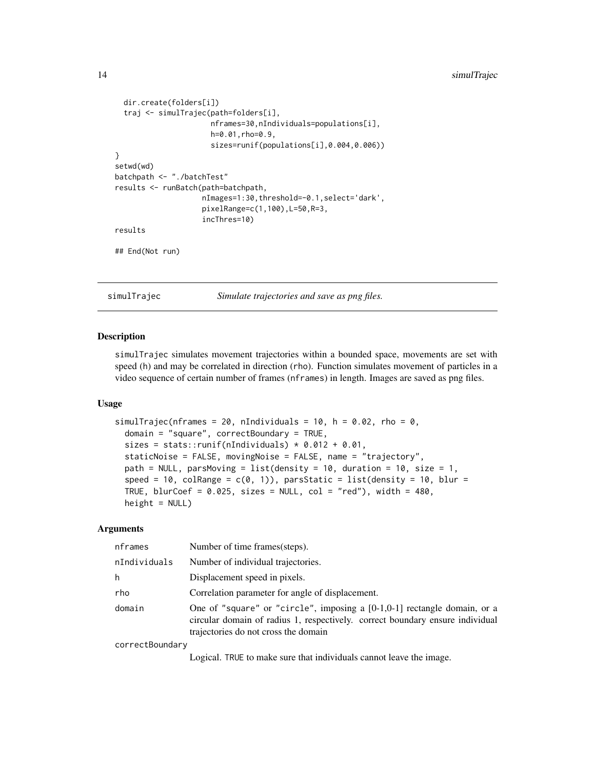```
  dir.create(folders[i])
  traj <- simulTrajec(path=folders[i],
                      nframes=30,nIndividuals=populations[i],
                      h=0.01,rho=0.9,
                      sizes=runif(populations[i],0.004,0.006))
}
setwd(wd)
batchpath <- "./batchTest"
results <- runBatch(path=batchpath,
                    nImages=1:30,threshold=-0.1,select='dark',
                    pixelRange=c(1,100),L=50,R=3,
                    incThres=10)
results

## End(Not run)
```

## simulTrajec — *Simulate trajectories and save as png files.*

### Description

simulTrajec simulates movement trajectories within a bounded space, movements are set with speed (h) and may be correlated in direction (rho). Function simulates movement of particles in a video sequence of certain number of frames (nframes) in length. Images are saved as png files.

### Usage

```
simulTrajec(nframes = 20, nIndividuals = 10, h = 0.02, rho = 0,
  domain = "square", correctBoundary = TRUE,
  sizes = stats::runif(nIndividuals) * 0.012 + 0.01,
  staticNoise = FALSE, movingNoise = FALSE, name = "trajectory",
  path = NULL, parsMoving = list(density = 10, duration = 10, size = 1,
  speed = 10, colRange = c(0, 1)), parsStatic = list(density = 10, blur =
  TRUE, blurCoef = 0.025, sizes = NULL, col = "red"), width = 480,
  height = NULL)
```

### Arguments

| Argument | Description |
|---|---|
| nframes | Number of time frames(steps). |
| nIndividuals | Number of individual trajectories. |
| h | Displacement speed in pixels. |
| rho | Correlation parameter for angle of displacement. |
| domain | One of "square" or "circle", imposing a [0-1,0-1] rectangle domain, or a circular domain of radius 1, respectively. correct boundary ensure individual trajectories do not cross the domain |
| correctBoundary | Logical. TRUE to make sure that individuals cannot leave the image. |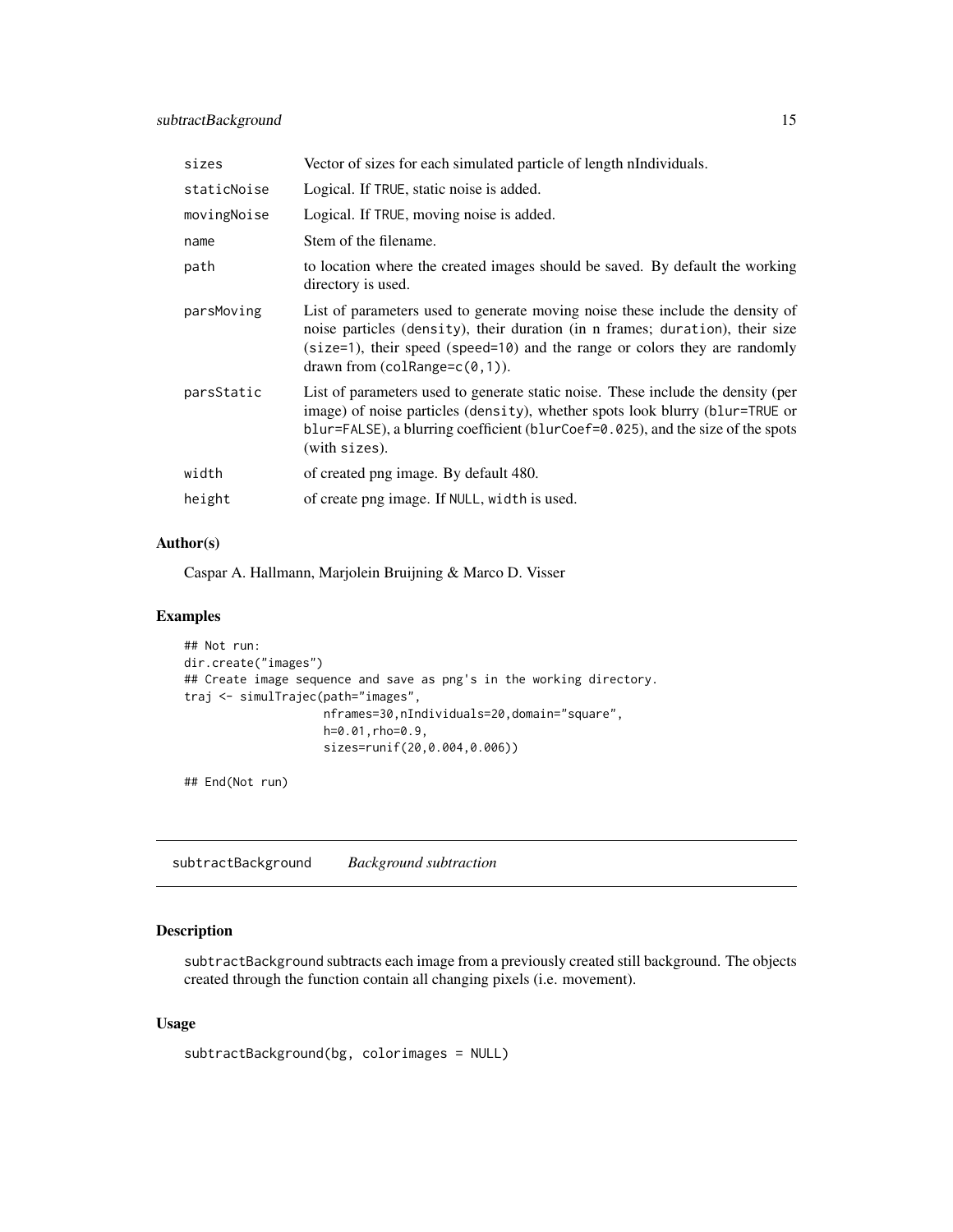| | |
|---|---|
| `sizes` | Vector of sizes for each simulated particle of length nIndividuals. |
| `staticNoise` | Logical. If `TRUE`, static noise is added. |
| `movingNoise` | Logical. If `TRUE`, moving noise is added. |
| `name` | Stem of the filename. |
| `path` | to location where the created images should be saved. By default the working directory is used. |
| `parsMoving` | List of parameters used to generate moving noise these include the density of noise particles (`density`), their duration (in n frames; `duration`), their size (`size=1`), their speed (`speed=10`) and the range or colors they are randomly drawn from (`colRange=c(0,1)`). |
| `parsStatic` | List of parameters used to generate static noise. These include the density (per image) of noise particles (`density`), whether spots look blurry (`blur=TRUE` or `blur=FALSE`), a blurring coefficient (`blurCoef=0.025`), and the size of the spots (with `sizes`). |
| `width` | of created png image. By default 480. |
| `height` | of create png image. If `NULL`, `width` is used. |

### Author(s)

Caspar A. Hallmann, Marjolein Bruijning & Marco D. Visser

### Examples

```
## Not run:
dir.create("images")
## Create image sequence and save as png's in the working directory.
traj <- simulTrajec(path="images",
                    nframes=30,nIndividuals=20,domain="square",
                    h=0.01,rho=0.9,
                    sizes=runif(20,0.004,0.006))

## End(Not run)
```

---

## `subtractBackground` *Background subtraction*

### Description

`subtractBackground` subtracts each image from a previously created still background. The objects created through the function contain all changing pixels (i.e. movement).

### Usage

```
subtractBackground(bg, colorimages = NULL)
```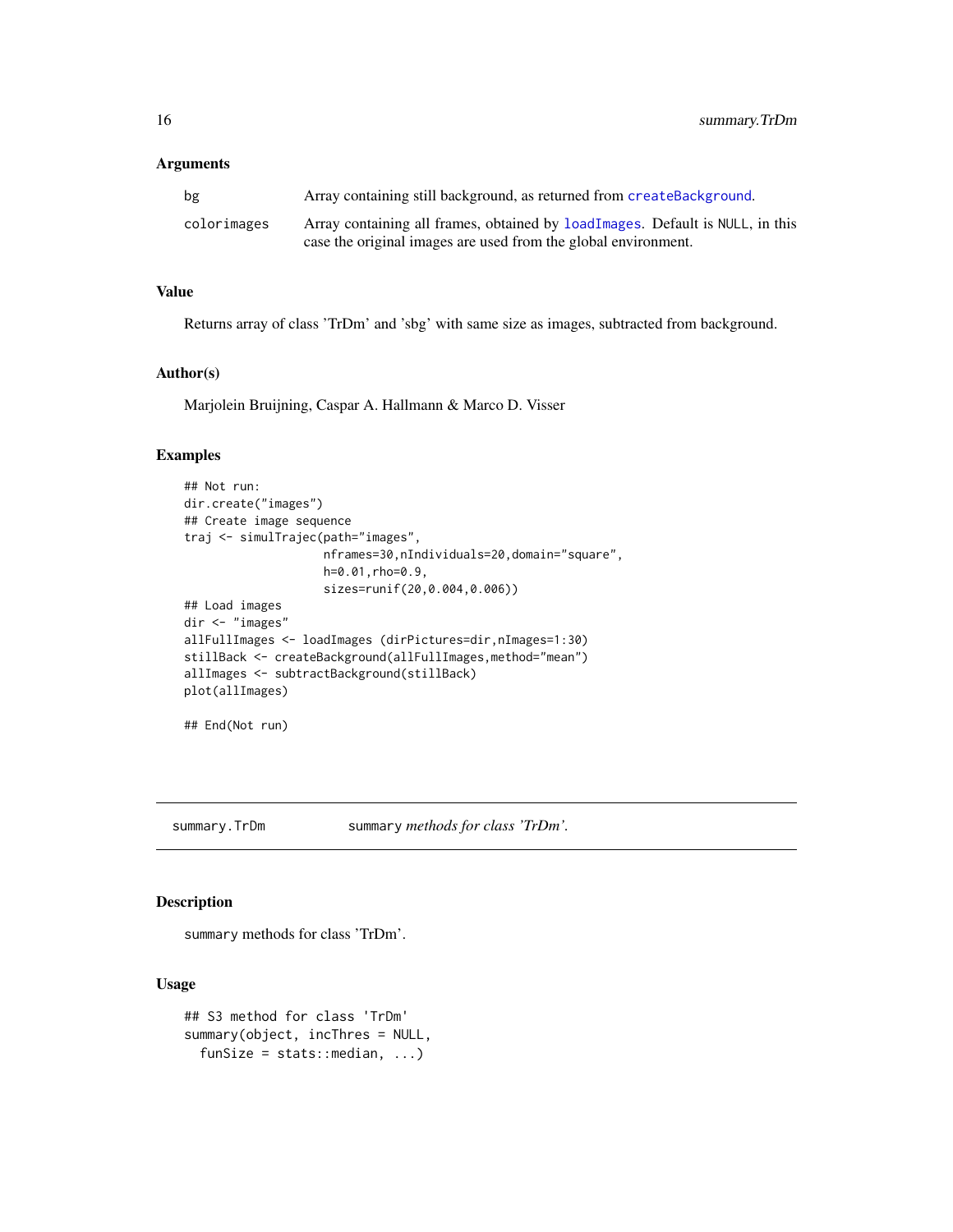### Arguments

| | |
|---|---|
| bg | Array containing still background, as returned from `createBackground`. |
| colorimages | Array containing all frames, obtained by `loadImages`. Default is `NULL`, in this case the original images are used from the global environment. |

### Value

Returns array of class 'TrDm' and 'sbg' with same size as images, subtracted from background.

### Author(s)

Marjolein Bruijning, Caspar A. Hallmann & Marco D. Visser

### Examples

```
## Not run:
dir.create("images")
## Create image sequence
traj <- simulTrajec(path="images",
                    nframes=30,nIndividuals=20,domain="square",
                    h=0.01,rho=0.9,
                    sizes=runif(20,0.004,0.006))
## Load images
dir <- "images"
allFullImages <- loadImages (dirPictures=dir,nImages=1:30)
stillBack <- createBackground(allFullImages,method="mean")
allImages <- subtractBackground(stillBack)
plot(allImages)

## End(Not run)
```

---

## summary.TrDm — `summary` *methods for class 'TrDm'.*

### Description

`summary` methods for class 'TrDm'.

### Usage

```
## S3 method for class 'TrDm'
summary(object, incThres = NULL,
  funSize = stats::median, ...)
```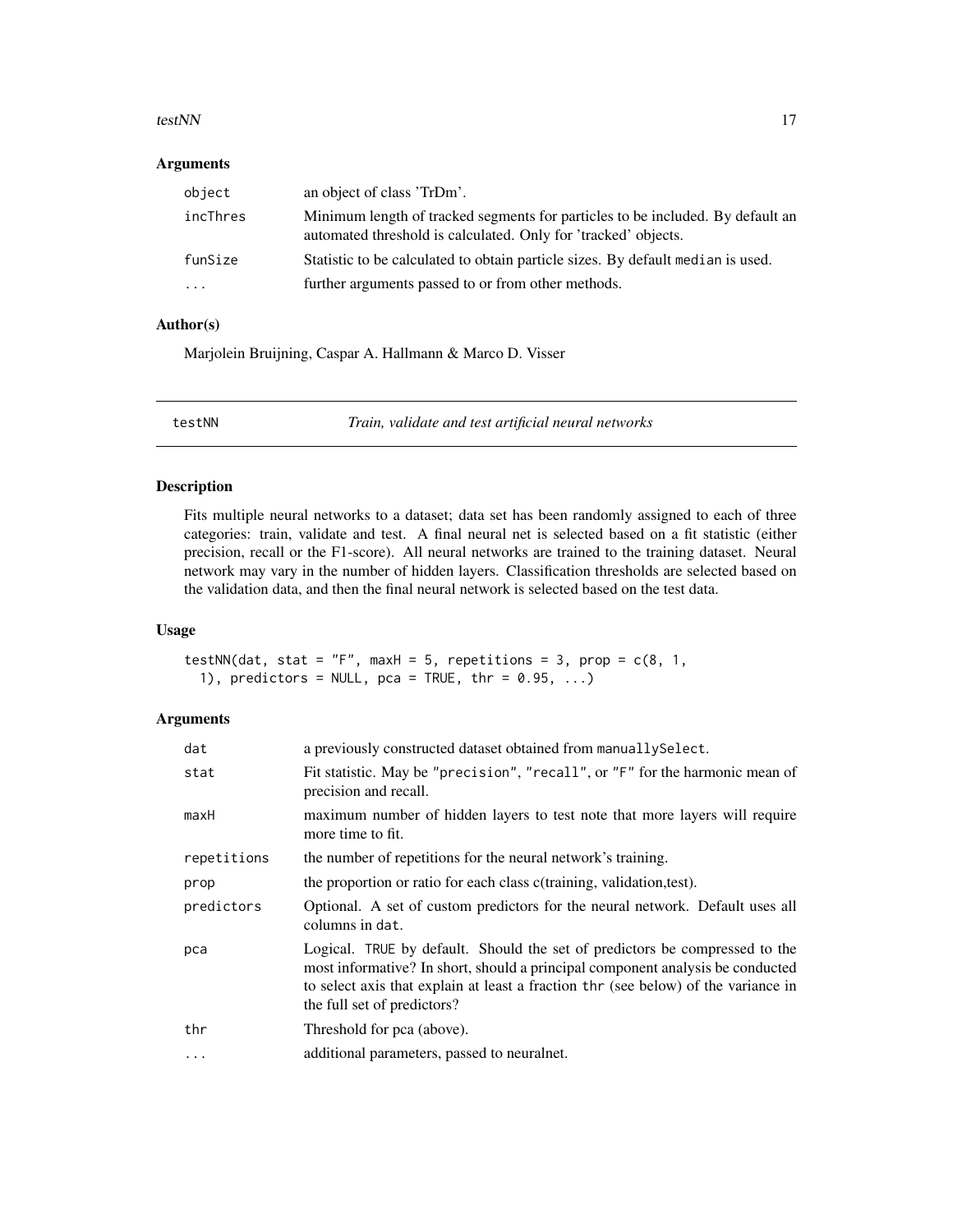### Arguments

| | |
|---|---|
| object | an object of class 'TrDm'. |
| incThres | Minimum length of tracked segments for particles to be included. By default an automated threshold is calculated. Only for 'tracked' objects. |
| funSize | Statistic to be calculated to obtain particle sizes. By default median is used. |
| ... | further arguments passed to or from other methods. |

### Author(s)

Marjolein Bruijning, Caspar A. Hallmann & Marco D. Visser

## testNN *Train, validate and test artificial neural networks*

### Description

Fits multiple neural networks to a dataset; data set has been randomly assigned to each of three categories: train, validate and test. A final neural net is selected based on a fit statistic (either precision, recall or the F1-score). All neural networks are trained to the training dataset. Neural network may vary in the number of hidden layers. Classification thresholds are selected based on the validation data, and then the final neural network is selected based on the test data.

### Usage

```
testNN(dat, stat = "F", maxH = 5, repetitions = 3, prop = c(8, 1,
  1), predictors = NULL, pca = TRUE, thr = 0.95, ...)
```

### Arguments

| | |
|---|---|
| dat | a previously constructed dataset obtained from manuallySelect. |
| stat | Fit statistic. May be "precision", "recall", or "F" for the harmonic mean of precision and recall. |
| maxH | maximum number of hidden layers to test note that more layers will require more time to fit. |
| repetitions | the number of repetitions for the neural network's training. |
| prop | the proportion or ratio for each class c(training, validation,test). |
| predictors | Optional. A set of custom predictors for the neural network. Default uses all columns in dat. |
| pca | Logical. TRUE by default. Should the set of predictors be compressed to the most informative? In short, should a principal component analysis be conducted to select axis that explain at least a fraction thr (see below) of the variance in the full set of predictors? |
| thr | Threshold for pca (above). |
| ... | additional parameters, passed to neuralnet. |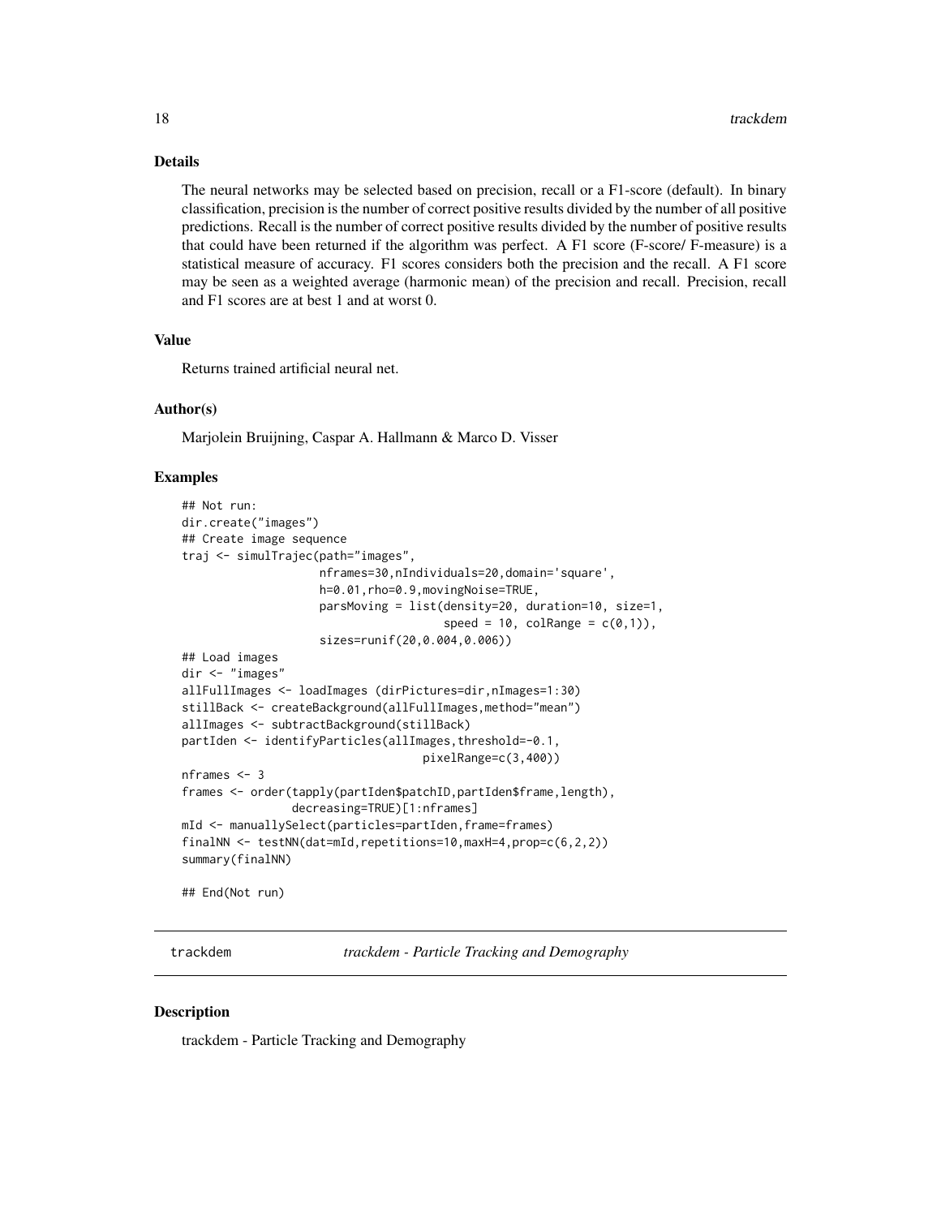## Details

The neural networks may be selected based on precision, recall or a F1-score (default). In binary classification, precision is the number of correct positive results divided by the number of all positive predictions. Recall is the number of correct positive results divided by the number of positive results that could have been returned if the algorithm was perfect. A F1 score (F-score/ F-measure) is a statistical measure of accuracy. F1 scores considers both the precision and the recall. A F1 score may be seen as a weighted average (harmonic mean) of the precision and recall. Precision, recall and F1 scores are at best 1 and at worst 0.

## Value

Returns trained artificial neural net.

## Author(s)

Marjolein Bruijning, Caspar A. Hallmann & Marco D. Visser

## Examples

```
## Not run:
dir.create("images")
## Create image sequence
traj <- simulTrajec(path="images",
                    nframes=30,nIndividuals=20,domain='square',
                    h=0.01,rho=0.9,movingNoise=TRUE,
                    parsMoving = list(density=20, duration=10, size=1,
                                      speed = 10, colRange = c(0,1)),
                    sizes=runif(20,0.004,0.006))
## Load images
dir <- "images"
allFullImages <- loadImages (dirPictures=dir,nImages=1:30)
stillBack <- createBackground(allFullImages,method="mean")
allImages <- subtractBackground(stillBack)
partIden <- identifyParticles(allImages,threshold=-0.1,
                                   pixelRange=c(3,400))
nframes <- 3
frames <- order(tapply(partIden$patchID,partIden$frame,length),
                decreasing=TRUE)[1:nframes]
mId <- manuallySelect(particles=partIden,frame=frames)
finalNN <- testNN(dat=mId,repetitions=10,maxH=4,prop=c(6,2,2))
summary(finalNN)

## End(Not run)
```

---

trackdem *trackdem - Particle Tracking and Demography*

---

## Description

trackdem - Particle Tracking and Demography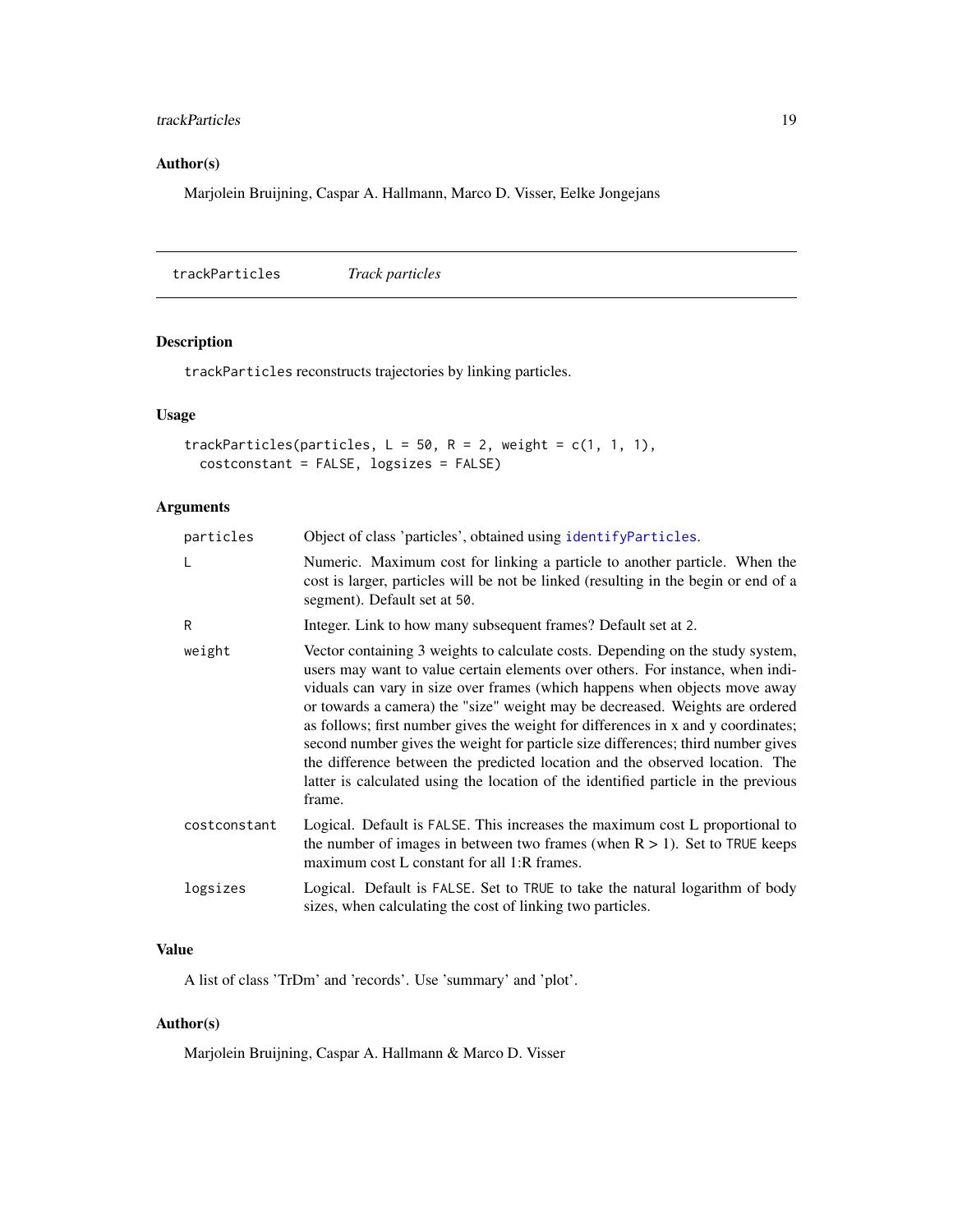### Author(s)

Marjolein Bruijning, Caspar A. Hallmann, Marco D. Visser, Eelke Jongejans

---

## trackParticles *Track particles*

---

### Description

`trackParticles` reconstructs trajectories by linking particles.

### Usage

```
trackParticles(particles, L = 50, R = 2, weight = c(1, 1, 1),
  costconstant = FALSE, logsizes = FALSE)
```

### Arguments

| | |
|---|---|
| particles | Object of class 'particles', obtained using `identifyParticles`. |
| L | Numeric. Maximum cost for linking a particle to another particle. When the cost is larger, particles will be not be linked (resulting in the begin or end of a segment). Default set at `50`. |
| R | Integer. Link to how many subsequent frames? Default set at `2`. |
| weight | Vector containing 3 weights to calculate costs. Depending on the study system, users may want to value certain elements over others. For instance, when individuals can vary in size over frames (which happens when objects move away or towards a camera) the "size" weight may be decreased. Weights are ordered as follows; first number gives the weight for differences in x and y coordinates; second number gives the weight for particle size differences; third number gives the difference between the predicted location and the observed location. The latter is calculated using the location of the identified particle in the previous frame. |
| costconstant | Logical. Default is `FALSE`. This increases the maximum cost L proportional to the number of images in between two frames (when R > 1). Set to `TRUE` keeps maximum cost L constant for all 1:R frames. |
| logsizes | Logical. Default is `FALSE`. Set to `TRUE` to take the natural logarithm of body sizes, when calculating the cost of linking two particles. |

### Value

A list of class 'TrDm' and 'records'. Use 'summary' and 'plot'.

### Author(s)

Marjolein Bruijning, Caspar A. Hallmann & Marco D. Visser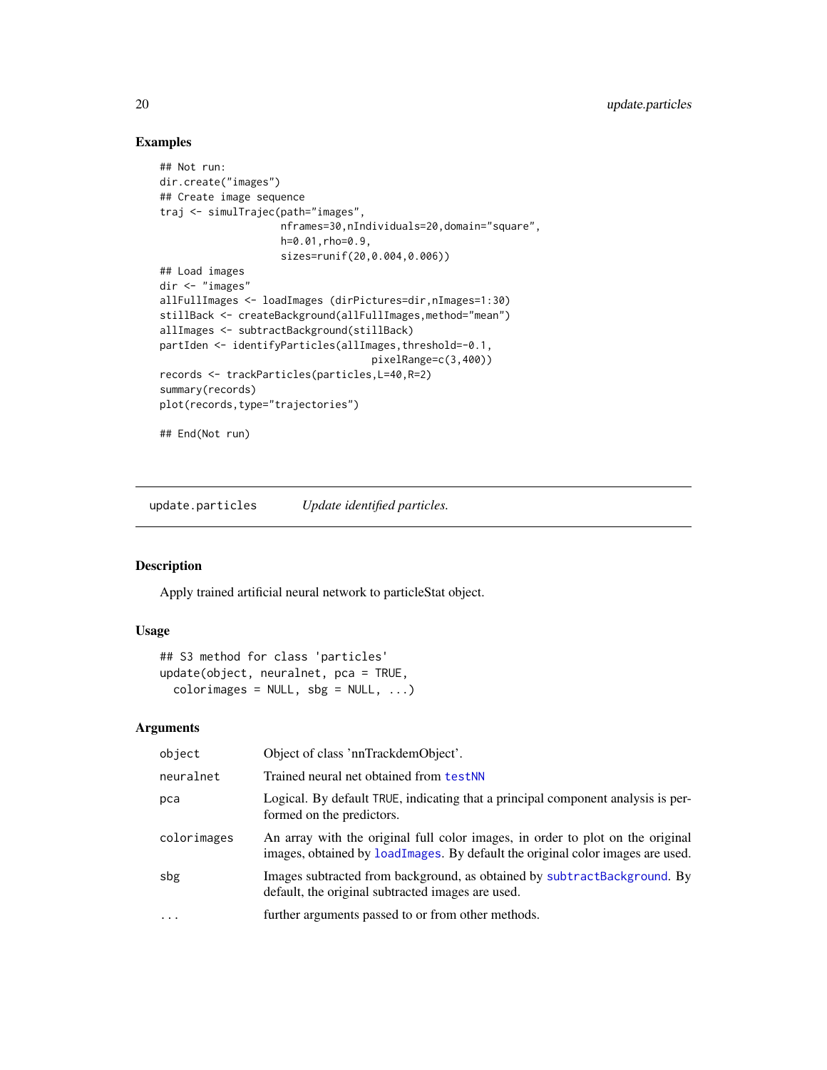### Examples

```
## Not run:
dir.create("images")
## Create image sequence
traj <- simulTrajec(path="images",
                    nframes=30,nIndividuals=20,domain="square",
                    h=0.01,rho=0.9,
                    sizes=runif(20,0.004,0.006))
## Load images
dir <- "images"
allFullImages <- loadImages (dirPictures=dir,nImages=1:30)
stillBack <- createBackground(allFullImages,method="mean")
allImages <- subtractBackground(stillBack)
partIden <- identifyParticles(allImages,threshold=-0.1,
                              pixelRange=c(3,400))
records <- trackParticles(particles,L=40,R=2)
summary(records)
plot(records,type="trajectories")

## End(Not run)
```

---

## update.particles — *Update identified particles.*

### Description

Apply trained artificial neural network to particleStat object.

### Usage

```
## S3 method for class 'particles'
update(object, neuralnet, pca = TRUE,
  colorimages = NULL, sbg = NULL, ...)
```

### Arguments

| | |
|---|---|
| `object` | Object of class 'nnTrackdemObject'. |
| `neuralnet` | Trained neural net obtained from `testNN` |
| `pca` | Logical. By default `TRUE`, indicating that a principal component analysis is performed on the predictors. |
| `colorimages` | An array with the original full color images, in order to plot on the original images, obtained by `loadImages`. By default the original color images are used. |
| `sbg` | Images subtracted from background, as obtained by `subtractBackground`. By default, the original subtracted images are used. |
| `...` | further arguments passed to or from other methods. |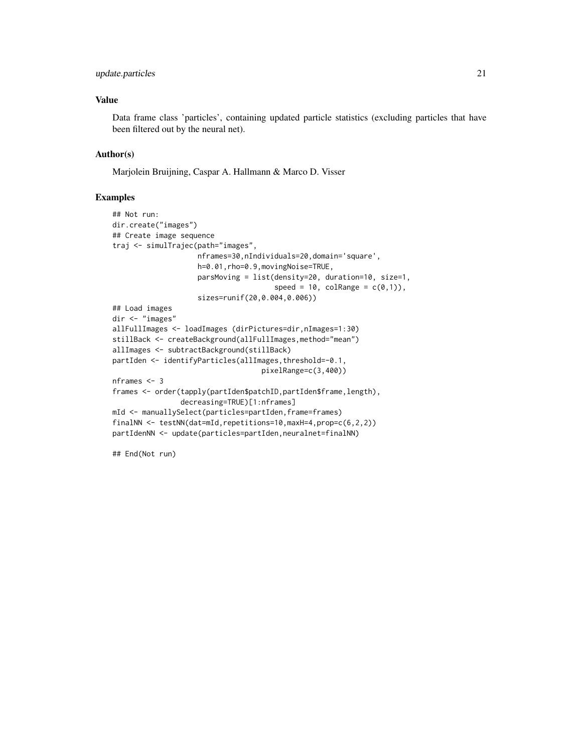### Value

Data frame class 'particles', containing updated particle statistics (excluding particles that have been filtered out by the neural net).

### Author(s)

Marjolein Bruijning, Caspar A. Hallmann & Marco D. Visser

### Examples

```
## Not run:
dir.create("images")
## Create image sequence
traj <- simulTrajec(path="images",
                    nframes=30,nIndividuals=20,domain='square',
                    h=0.01,rho=0.9,movingNoise=TRUE,
                    parsMoving = list(density=20, duration=10, size=1,
                                      speed = 10, colRange = c(0,1)),
                    sizes=runif(20,0.004,0.006))
## Load images
dir <- "images"
allFullImages <- loadImages (dirPictures=dir,nImages=1:30)
stillBack <- createBackground(allFullImages,method="mean")
allImages <- subtractBackground(stillBack)
partIden <- identifyParticles(allImages,threshold=-0.1,
                                    pixelRange=c(3,400))
nframes <- 3
frames <- order(tapply(partIden$patchID,partIden$frame,length),
                decreasing=TRUE)[1:nframes]
mId <- manuallySelect(particles=partIden,frame=frames)
finalNN <- testNN(dat=mId,repetitions=10,maxH=4,prop=c(6,2,2))
partIdenNN <- update(particles=partIden,neuralnet=finalNN)

## End(Not run)
```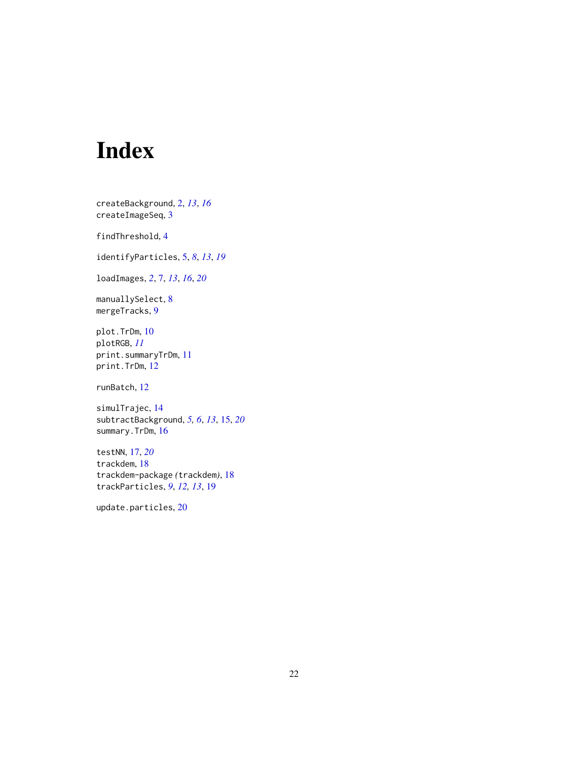# Index

createBackground, 2, *13*, *16*
createImageSeq, 3

findThreshold, 4

identifyParticles, 5, *8*, *13*, *19*

loadImages, *2*, 7, *13*, *16*, *20*

manuallySelect, 8
mergeTracks, 9

plot.TrDm, 10
plotRGB, *11*
print.summaryTrDm, 11
print.TrDm, 12

runBatch, 12

simulTrajec, 14
subtractBackground, *5, 6*, *13*, 15, *20*
summary.TrDm, 16

testNN, 17, *20*
trackdem, 18
trackdem-package *(*trackdem*)*, 18
trackParticles, *9*, *12, 13*, 19

update.particles, 20